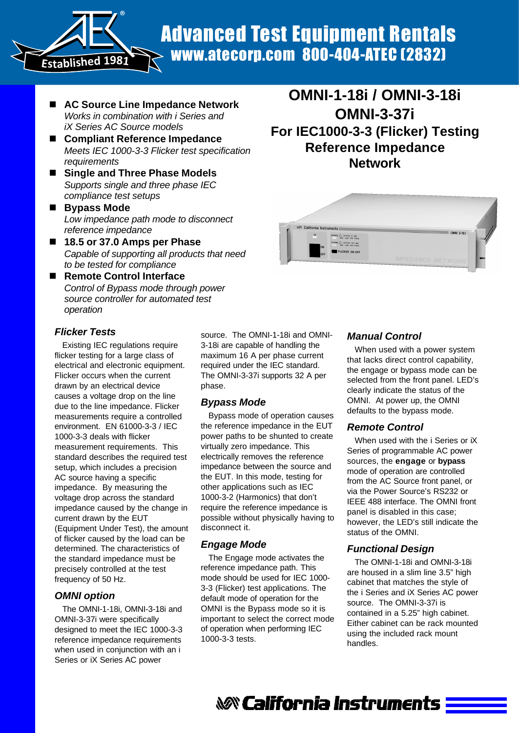# Advanced Test Equipment Rentals

www.atecorp.com 800-404-ATEC (2832)

Established 1981

# OMNI-1-18i / OMNI-3-18i
# OMNI-3-37i
## For IEC1000-3-3 (Flicker) Testing Reference Impedance Network

- **AC Source Line Impedance Network**
  *Works in combination with i Series and iX Series AC Source models*
- **Compliant Reference Impedance**
  *Meets IEC 1000-3-3 Flicker test specification requirements*
- **Single and Three Phase Models**
  *Supports single and three phase IEC compliance test setups*
- **Bypass Mode**
  *Low impedance path mode to disconnect reference impedance*
- **18.5 or 37.0 Amps per Phase**
  *Capable of supporting all products that need to be tested for compliance*
- **Remote Control Interface**
  *Control of Bypass mode through power source controller for automated test operation*

### *Flicker Tests*

Existing IEC regulations require flicker testing for a large class of electrical and electronic equipment. Flicker occurs when the current drawn by an electrical device causes a voltage drop on the line due to the line impedance. Flicker measurements require a controlled environment. EN 61000-3-3 / IEC 1000-3-3 deals with flicker measurement requirements. This standard describes the required test setup, which includes a precision AC source having a specific impedance. By measuring the voltage drop across the standard impedance caused by the change in current drawn by the EUT (Equipment Under Test), the amount of flicker caused by the load can be determined. The characteristics of the standard impedance must be precisely controlled at the test frequency of 50 Hz.

### *OMNI option*

The OMNI-1-18i, OMNI-3-18i and OMNI-3-37i were specifically designed to meet the IEC 1000-3-3 reference impedance requirements when used in conjunction with an i Series or iX Series AC power source. The OMNI-1-18i and OMNI-3-18i are capable of handling the maximum 16 A per phase current required under the IEC standard. The OMNI-3-37i supports 32 A per phase.

### *Bypass Mode*

Bypass mode of operation causes the reference impedance in the EUT power paths to be shunted to create virtually zero impedance. This electrically removes the reference impedance between the source and the EUT. In this mode, testing for other applications such as IEC 1000-3-2 (Harmonics) that don't require the reference impedance is possible without physically having to disconnect it.

### *Engage Mode*

The Engage mode activates the reference impedance path. This mode should be used for IEC 1000-3-3 (Flicker) test applications. The default mode of operation for the OMNI is the Bypass mode so it is important to select the correct mode of operation when performing IEC 1000-3-3 tests.

### *Manual Control*

When used with a power system that lacks direct control capability, the engage or bypass mode can be selected from the front panel. LED's clearly indicate the status of the OMNI. At power up, the OMNI defaults to the bypass mode.

### *Remote Control*

When used with the i Series or iX Series of programmable AC power sources, the **engage** or **bypass** mode of operation are controlled from the AC Source front panel, or via the Power Source's RS232 or IEEE 488 interface. The OMNI front panel is disabled in this case; however, the LED's still indicate the status of the OMNI.

### *Functional Design*

The OMNI-1-18i and OMNI-3-18i are housed in a slim line 3.5" high cabinet that matches the style of the i Series and iX Series AC power source. The OMNI-3-37i is contained in a 5.25" high cabinet. Either cabinet can be rack mounted using the included rack mount handles.

California Instruments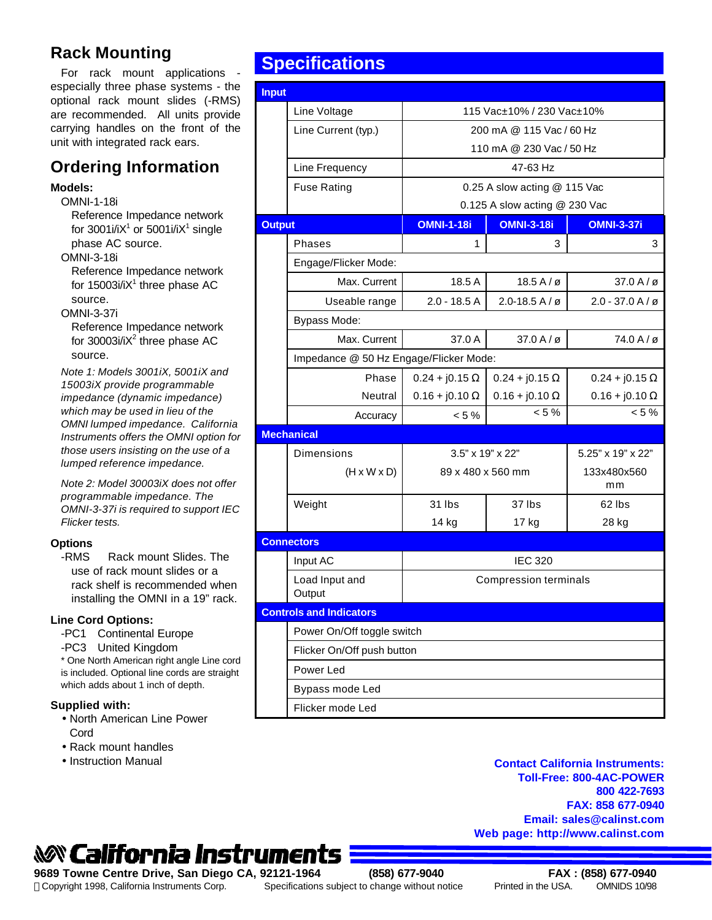## Rack Mounting

For rack mount applications - especially three phase systems - the optional rack mount slides (-RMS) are recommended. All units provide carrying handles on the front of the unit with integrated rack ears.

## Ordering Information

**Models:**

OMNI-1-18i
Reference Impedance network for 3001i/iX[1] or 5001i/iX[1] single phase AC source.

OMNI-3-18i
Reference Impedance network for 15003i/iX[1] three phase AC source.

OMNI-3-37i
Reference Impedance network for 30003i/iX[2] three phase AC source.

*Note 1: Models 3001iX, 5001iX and 15003iX provide programmable impedance (dynamic impedance) which may be used in lieu of the OMNI lumped impedance. California Instruments offers the OMNI option for those users insisting on the use of a lumped reference impedance.*

*Note 2: Model 30003iX does not offer programmable impedance. The OMNI-3-37i is required to support IEC Flicker tests.*

**Options**

-RMS Rack mount Slides. The use of rack mount slides or a rack shelf is recommended when installing the OMNI in a 19" rack.

**Line Cord Options:**

-PC1 Continental Europe
-PC3 United Kingdom

\* One North American right angle Line cord is included. Optional line cords are straight which adds about 1 inch of depth.

**Supplied with:**

- North American Line Power Cord
- Rack mount handles
- Instruction Manual

## Specifications

| | | | | |
|---|---|---|---|---|
| **Input** | | | | |
| Line Voltage | 115 Vac±10% / 230 Vac±10% | | | |
| Line Current (typ.) | 200 mA @ 115 Vac / 60 Hz<br>110 mA @ 230 Vac / 50 Hz | | | |
| Line Frequency | 47-63 Hz | | | |
| Fuse Rating | 0.25 A slow acting @ 115 Vac<br>0.125 A slow acting @ 230 Vac | | | |
| **Output** | | **OMNI-1-18i** | **OMNI-3-18i** | **OMNI-3-37i** |
| Phases | | 1 | 3 | 3 |
| Engage/Flicker Mode: | | | | |
| | Max. Current | 18.5 A | 18.5 A / ø | 37.0 A / ø |
| | Useable range | 2.0 - 18.5 A | 2.0-18.5 A / ø | 2.0 - 37.0 A / ø |
| Bypass Mode: | | | | |
| | Max. Current | 37.0 A | 37.0 A / ø | 74.0 A / ø |
| Impedance @ 50 Hz Engage/Flicker Mode: | | | | |
| | Phase | 0.24 + j0.15 Ω | 0.24 + j0.15 Ω | 0.24 + j0.15 Ω |
| | Neutral | 0.16 + j0.10 Ω | 0.16 + j0.10 Ω | 0.16 + j0.10 Ω |
| | Accuracy | < 5 % | < 5 % | < 5 % |
| **Mechanical** | | | | |
| Dimensions | (H x W x D) | 3.5" x 19" x 22"<br>89 x 480 x 560 mm | | 5.25" x 19" x 22"<br>133x480x560 mm |
| Weight | | 31 lbs<br>14 kg | 37 lbs<br>17 kg | 62 lbs<br>28 kg |
| **Connectors** | | | | |
| Input AC | IEC 320 | | | |
| Load Input and Output | Compression terminals | | | |
| **Controls and Indicators** | | | | |
| Power On/Off toggle switch | | | | |
| Flicker On/Off push button | | | | |
| Power Led | | | | |
| Bypass mode Led | | | | |
| Flicker mode Led | | | | |

**Contact California Instruments:**
**Toll-Free: 800-4AC-POWER**
**800 422-7693**
**FAX: 858 677-0940**
**Email: sales@calinst.com**
**Web page: http://www.calinst.com**

**California Instruments**

**9689 Towne Centre Drive, San Diego CA, 92121-1964** **(858) 677-9040** **FAX : (858) 677-0940**

© Copyright 1998, California Instruments Corp. Specifications subject to change without notice Printed in the USA. OMNIDS 10/98